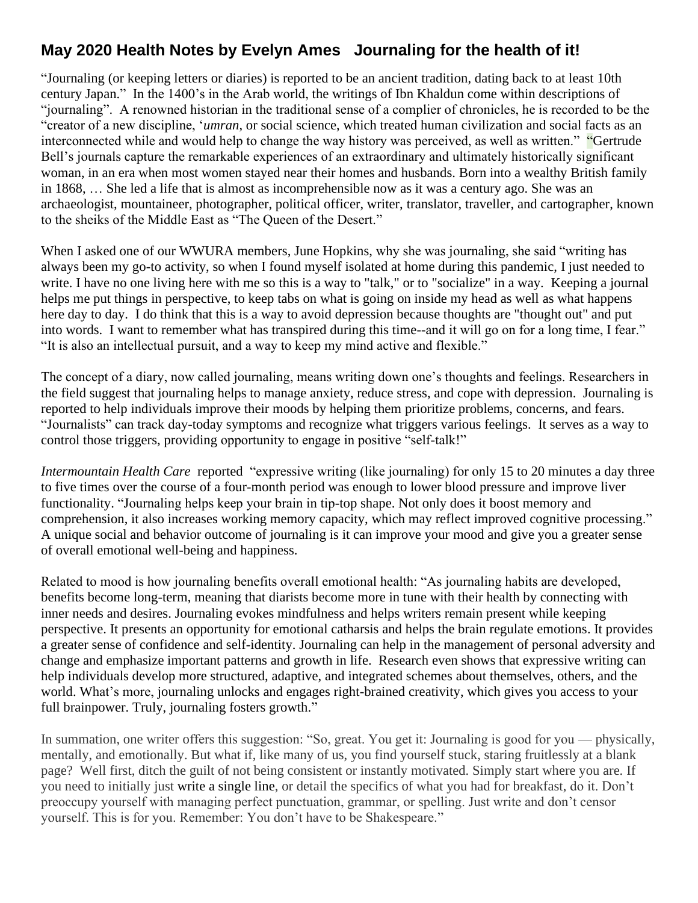## May 2020 Health Notes by Evelyn Ames   Journaling for the health of it!

"Journaling (or keeping letters or diaries) is reported to be an ancient tradition, dating back to at least 10th century Japan." In the 1400's in the Arab world, the writings of Ibn Khaldun come within descriptions of "journaling". A renowned historian in the traditional sense of a complier of chronicles, he is recorded to be the "creator of a new discipline, '*umran*, or social science, which treated human civilization and social facts as an interconnected while and would help to change the way history was perceived, as well as written." "Gertrude Bell's journals capture the remarkable experiences of an extraordinary and ultimately historically significant woman, in an era when most women stayed near their homes and husbands. Born into a wealthy British family in 1868, … She led a life that is almost as incomprehensible now as it was a century ago. She was an archaeologist, mountaineer, photographer, political officer, writer, translator, traveller, and cartographer, known to the sheiks of the Middle East as "The Queen of the Desert."

When I asked one of our WWURA members, June Hopkins, why she was journaling, she said "writing has always been my go-to activity, so when I found myself isolated at home during this pandemic, I just needed to write. I have no one living here with me so this is a way to "talk," or to "socialize" in a way. Keeping a journal helps me put things in perspective, to keep tabs on what is going on inside my head as well as what happens here day to day. I do think that this is a way to avoid depression because thoughts are "thought out" and put into words. I want to remember what has transpired during this time--and it will go on for a long time, I fear." "It is also an intellectual pursuit, and a way to keep my mind active and flexible."

The concept of a diary, now called journaling, means writing down one's thoughts and feelings. Researchers in the field suggest that journaling helps to manage anxiety, reduce stress, and cope with depression. Journaling is reported to help individuals improve their moods by helping them prioritize problems, concerns, and fears. "Journalists" can track day-today symptoms and recognize what triggers various feelings. It serves as a way to control those triggers, providing opportunity to engage in positive "self-talk!"

*Intermountain Health Care* reported "expressive writing (like journaling) for only 15 to 20 minutes a day three to five times over the course of a four-month period was enough to lower blood pressure and improve liver functionality. "Journaling helps keep your brain in tip-top shape. Not only does it boost memory and comprehension, it also increases working memory capacity, which may reflect improved cognitive processing." A unique social and behavior outcome of journaling is it can improve your mood and give you a greater sense of overall emotional well-being and happiness.

Related to mood is how journaling benefits overall emotional health: "As journaling habits are developed, benefits become long-term, meaning that diarists become more in tune with their health by connecting with inner needs and desires. Journaling evokes mindfulness and helps writers remain present while keeping perspective. It presents an opportunity for emotional catharsis and helps the brain regulate emotions. It provides a greater sense of confidence and self-identity. Journaling can help in the management of personal adversity and change and emphasize important patterns and growth in life. Research even shows that expressive writing can help individuals develop more structured, adaptive, and integrated schemes about themselves, others, and the world. What's more, journaling unlocks and engages right-brained creativity, which gives you access to your full brainpower. Truly, journaling fosters growth."

In summation, one writer offers this suggestion: "So, great. You get it: Journaling is good for you — physically, mentally, and emotionally. But what if, like many of us, you find yourself stuck, staring fruitlessly at a blank page? Well first, ditch the guilt of not being consistent or instantly motivated. Simply start where you are. If you need to initially just write a single line, or detail the specifics of what you had for breakfast, do it. Don't preoccupy yourself with managing perfect punctuation, grammar, or spelling. Just write and don't censor yourself. This is for you. Remember: You don't have to be Shakespeare."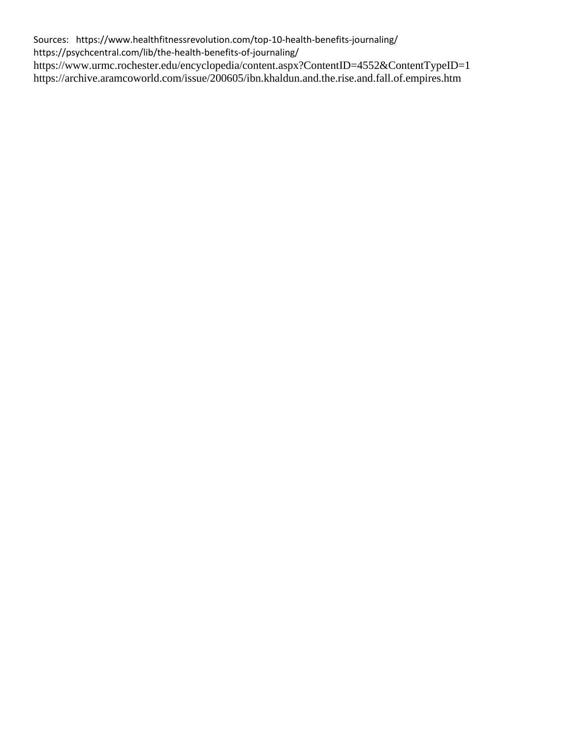Sources: https://www.healthfitnessrevolution.com/top-10-health-benefits-journaling/
https://psychcentral.com/lib/the-health-benefits-of-journaling/
https://www.urmc.rochester.edu/encyclopedia/content.aspx?ContentID=4552&ContentTypeID=1
https://archive.aramcoworld.com/issue/200605/ibn.khaldun.and.the.rise.and.fall.of.empires.htm